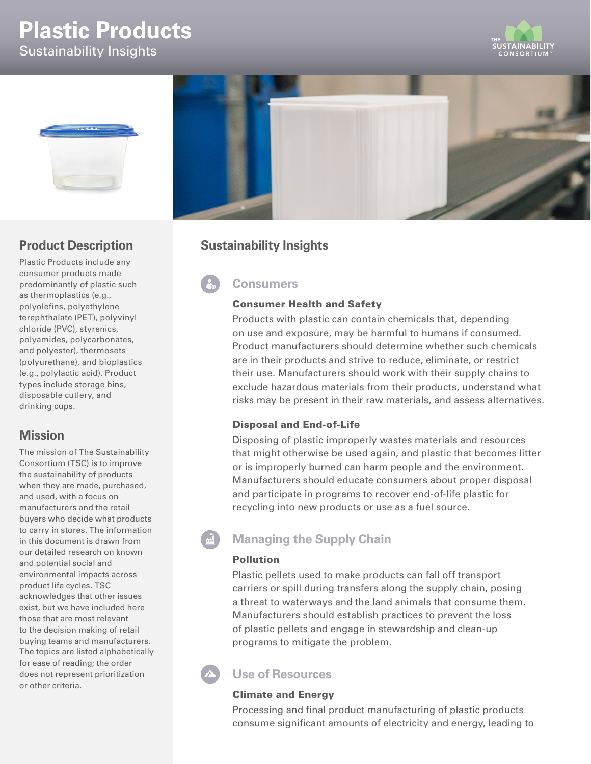# Plastic Products

Sustainability Insights

## Product Description

Plastic Products include any consumer products made predominantly of plastic such as thermoplastics (e.g., polyolefins, polyethylene terephthalate (PET), polyvinyl chloride (PVC), styrenics, polyamides, polycarbonates, and polyester), thermosets (polyurethane), and bioplastics (e.g., polylactic acid). Product types include storage bins, disposable cutlery, and drinking cups.

## Mission

The mission of The Sustainability Consortium (TSC) is to improve the sustainability of products when they are made, purchased, and used, with a focus on manufacturers and the retail buyers who decide what products to carry in stores. The information in this document is drawn from our detailed research on known and potential social and environmental impacts across product life cycles. TSC acknowledges that other issues exist, but we have included here those that are most relevant to the decision making of retail buying teams and manufacturers. The topics are listed alphabetically for ease of reading; the order does not represent prioritization or other criteria.

## Sustainability Insights

### Consumers

**Consumer Health and Safety**

Products with plastic can contain chemicals that, depending on use and exposure, may be harmful to humans if consumed. Product manufacturers should determine whether such chemicals are in their products and strive to reduce, eliminate, or restrict their use. Manufacturers should work with their supply chains to exclude hazardous materials from their products, understand what risks may be present in their raw materials, and assess alternatives.

**Disposal and End-of-Life**

Disposing of plastic improperly wastes materials and resources that might otherwise be used again, and plastic that becomes litter or is improperly burned can harm people and the environment. Manufacturers should educate consumers about proper disposal and participate in programs to recover end-of-life plastic for recycling into new products or use as a fuel source.

### Managing the Supply Chain

**Pollution**

Plastic pellets used to make products can fall off transport carriers or spill during transfers along the supply chain, posing a threat to waterways and the land animals that consume them. Manufacturers should establish practices to prevent the loss of plastic pellets and engage in stewardship and clean-up programs to mitigate the problem.

### Use of Resources

**Climate and Energy**

Processing and final product manufacturing of plastic products consume significant amounts of electricity and energy, leading to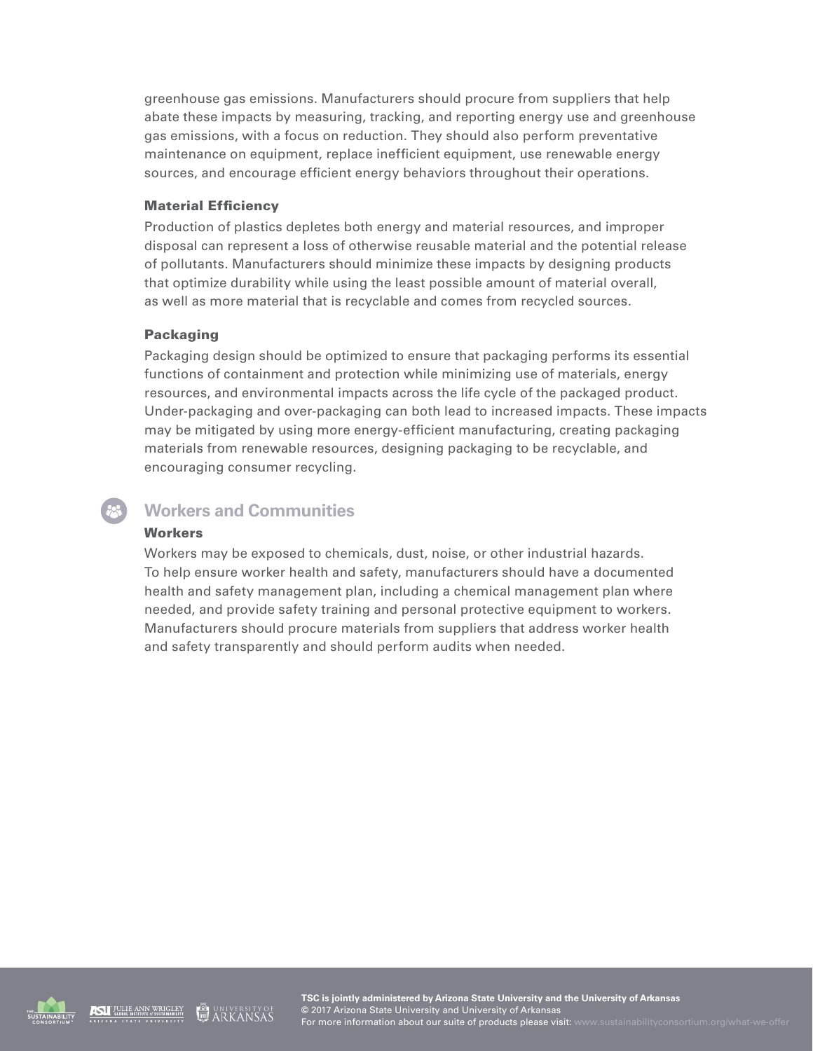greenhouse gas emissions. Manufacturers should procure from suppliers that help abate these impacts by measuring, tracking, and reporting energy use and greenhouse gas emissions, with a focus on reduction. They should also perform preventative maintenance on equipment, replace inefficient equipment, use renewable energy sources, and encourage efficient energy behaviors throughout their operations.

### Material Efficiency

Production of plastics depletes both energy and material resources, and improper disposal can represent a loss of otherwise reusable material and the potential release of pollutants. Manufacturers should minimize these impacts by designing products that optimize durability while using the least possible amount of material overall, as well as more material that is recyclable and comes from recycled sources.

### Packaging

Packaging design should be optimized to ensure that packaging performs its essential functions of containment and protection while minimizing use of materials, energy resources, and environmental impacts across the life cycle of the packaged product. Under-packaging and over-packaging can both lead to increased impacts. These impacts may be mitigated by using more energy-efficient manufacturing, creating packaging materials from renewable resources, designing packaging to be recyclable, and encouraging consumer recycling.

## Workers and Communities

### Workers

Workers may be exposed to chemicals, dust, noise, or other industrial hazards. To help ensure worker health and safety, manufacturers should have a documented health and safety management plan, including a chemical management plan where needed, and provide safety training and personal protective equipment to workers. Manufacturers should procure materials from suppliers that address worker health and safety transparently and should perform audits when needed.

**TSC is jointly administered by Arizona State University and the University of Arkansas**
© 2017 Arizona State University and University of Arkansas
For more information about our suite of products please visit: www.sustainabilityconsortium.org/what-we-offer